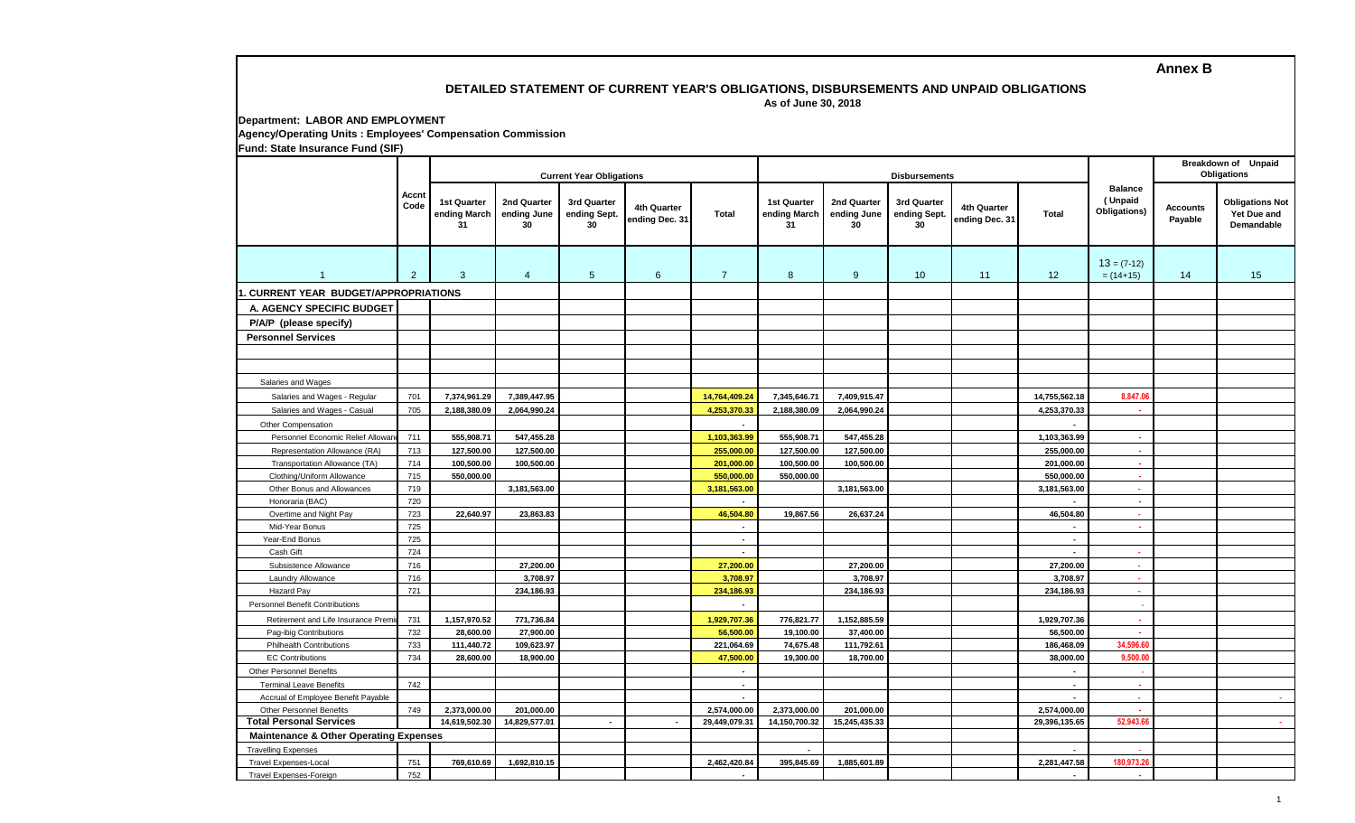**Annex B**

# DETAILED STATEMENT OF CURRENT YEAR'S OBLIGATIONS, DISBURSEMENTS AND UNPAID OBLIGATIONS

As of June 30, 2018

**Department: LABOR AND EMPLOYMENT**
**Agency/Operating Units : Employees' Compensation Commission**
**Fund: State Insurance Fund (SIF)**

| | Accnt Code | Current Year Obligations | | | | | Disbursements | | | | | Balance (Unpaid Obligations) | Breakdown of Unpaid Obligations | |
|---|---|---|---|---|---|---|---|---|---|---|---|---|---|---|
| | | 1st Quarter ending March 31 | 2nd Quarter ending June 30 | 3rd Quarter ending Sept. 30 | 4th Quarter ending Dec. 31 | Total | 1st Quarter ending March 31 | 2nd Quarter ending June 30 | 3rd Quarter ending Sept. 30 | 4th Quarter ending Dec. 31 | Total | | Accounts Payable | Obligations Not Yet Due and Demandable |
| 1 | 2 | 3 | 4 | 5 | 6 | 7 | 8 | 9 | 10 | 11 | 12 | 13 = (7-12) = (14+15) | 14 | 15 |
| **1. CURRENT YEAR BUDGET/APPROPRIATIONS** | | | | | | | | | | | | | | |
| **A. AGENCY SPECIFIC BUDGET** | | | | | | | | | | | | | | |
| **P/A/P (please specify)** | | | | | | | | | | | | | | |
| **Personnel Services** | | | | | | | | | | | | | | |
| Salaries and Wages | | | | | | | | | | | | | | |
| Salaries and Wages - Regular | 701 | 7,374,961.29 | 7,389,447.95 | | | 14,764,409.24 | 7,345,646.71 | 7,409,915.47 | | | 14,755,562.18 | 8,847.06 | | |
| Salaries and Wages - Casual | 705 | 2,188,380.09 | 2,064,990.24 | | | 4,253,370.33 | 2,188,380.09 | 2,064,990.24 | | | 4,253,370.33 | - | | |
| Other Compensation | | | | | | - | | | | | - | | | |
| Personnel Economic Relief Allowance | 711 | 555,908.71 | 547,455.28 | | | 1,103,363.99 | 555,908.71 | 547,455.28 | | | 1,103,363.99 | - | | |
| Representation Allowance (RA) | 713 | 127,500.00 | 127,500.00 | | | 255,000.00 | 127,500.00 | 127,500.00 | | | 255,000.00 | - | | |
| Transportation Allowance (TA) | 714 | 100,500.00 | 100,500.00 | | | 201,000.00 | 100,500.00 | 100,500.00 | | | 201,000.00 | - | | |
| Clothing/Uniform Allowance | 715 | 550,000.00 | | | | 550,000.00 | 550,000.00 | | | | 550,000.00 | - | | |
| Other Bonus and Allowances | 719 | | 3,181,563.00 | | | 3,181,563.00 | | 3,181,563.00 | | | 3,181,563.00 | - | | |
| Honoraria (BAC) | 720 | | | | | - | | | | | - | - | | |
| Overtime and Night Pay | 723 | 22,640.97 | 23,863.83 | | | 46,504.80 | 19,867.56 | 26,637.24 | | | 46,504.80 | - | | |
| Mid-Year Bonus | 725 | | | | | - | | | | | - | - | | |
| Year-End Bonus | 725 | | | | | - | | | | | - | | | |
| Cash Gift | 724 | | | | | - | | | | | - | - | | |
| Subsistence Allowance | 716 | | 27,200.00 | | | 27,200.00 | | 27,200.00 | | | 27,200.00 | - | | |
| Laundry Allowance | 716 | | 3,708.97 | | | 3,708.97 | | 3,708.97 | | | 3,708.97 | - | | |
| Hazard Pay | 721 | | 234,186.93 | | | 234,186.93 | | 234,186.93 | | | 234,186.93 | - | | |
| Personnel Benefit Contributions | | | | | | - | | | | | | - | | |
| Retirement and Life Insurance Premiums | 731 | 1,157,970.52 | 771,736.84 | | | 1,929,707.36 | 776,821.77 | 1,152,885.59 | | | 1,929,707.36 | - | | |
| Pag-ibig Contributions | 732 | 28,600.00 | 27,900.00 | | | 56,500.00 | 19,100.00 | 37,400.00 | | | 56,500.00 | - | | |
| Philhealth Contributions | 733 | 111,440.72 | 109,623.97 | | | 221,064.69 | 74,675.48 | 111,792.61 | | | 186,468.09 | 34,596.60 | | |
| EC Contributions | 734 | 28,600.00 | 18,900.00 | | | 47,500.00 | 19,300.00 | 18,700.00 | | | 38,000.00 | 9,500.00 | | |
| Other Personnel Benefits | | | | | | - | | | | | - | - | | |
| Terminal Leave Benefits | 742 | | | | | - | | | | | - | - | | |
| Accrual of Employee Benefit Payable | | | | | | - | | | | | - | - | | - |
| Other Personnel Benefits | 749 | 2,373,000.00 | 201,000.00 | | | 2,574,000.00 | 2,373,000.00 | 201,000.00 | | | 2,574,000.00 | - | | |
| **Total Personal Services** | | 14,619,502.30 | 14,829,577.01 | - | - | 29,449,079.31 | 14,150,700.32 | 15,245,435.33 | | | 29,396,135.65 | 52,943.66 | | - |
| **Maintenance & Other Operating Expenses** | | | | | | | | | | | | | | |
| Travelling Expenses | | | | | | | - | | | | - | - | | |
| Travel Expenses-Local | 751 | 769,610.69 | 1,692,810.15 | | | 2,462,420.84 | 395,845.69 | 1,885,601.89 | | | 2,281,447.58 | 180,973.26 | | |
| Travel Expenses-Foreign | 752 | | | | | - | | | | | - | - | | |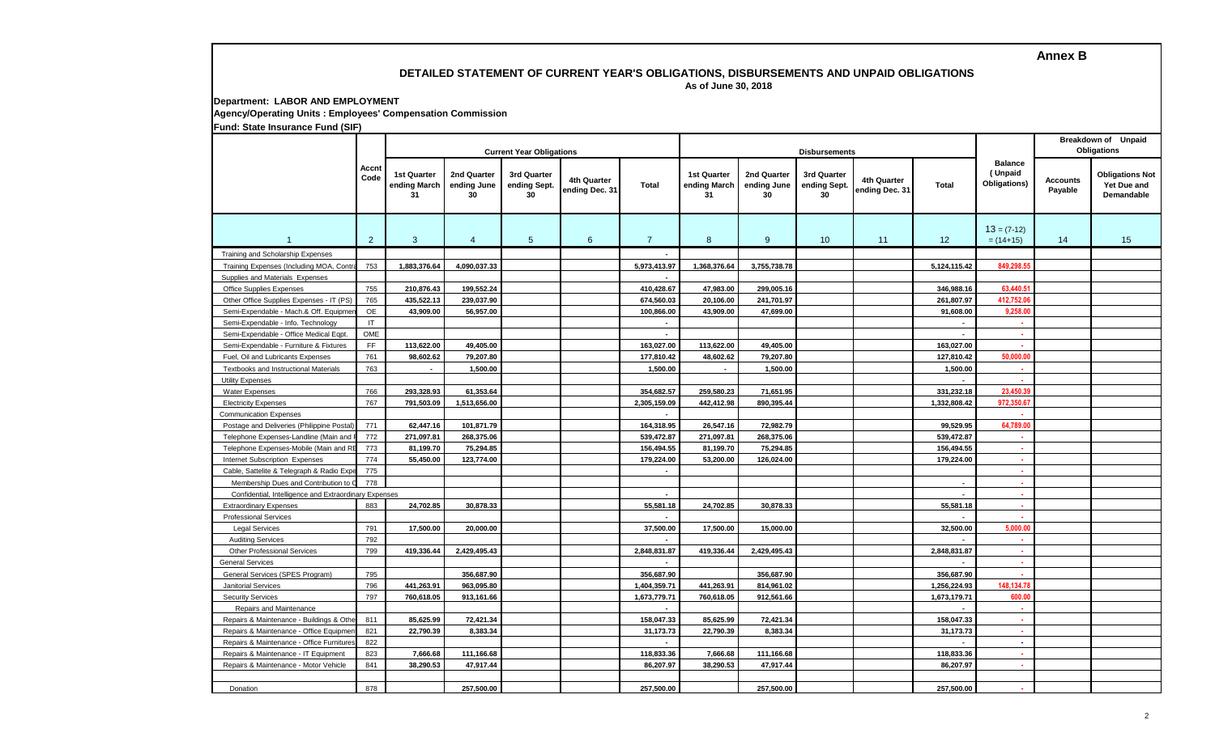**Annex B**

## DETAILED STATEMENT OF CURRENT YEAR'S OBLIGATIONS, DISBURSEMENTS AND UNPAID OBLIGATIONS

As of June 30, 2018

**Department: LABOR AND EMPLOYMENT**

**Agency/Operating Units : Employees' Compensation Commission**

**Fund: State Insurance Fund (SIF)**

| | Accnt Code | Current Year Obligations | | | | | Disbursements | | | | | Balance (Unpaid Obligations) | Breakdown of Unpaid Obligations | |
|---|---|---|---|---|---|---|---|---|---|---|---|---|---|---|
| | | 1st Quarter ending March 31 | 2nd Quarter ending June 30 | 3rd Quarter ending Sept. 30 | 4th Quarter ending Dec. 31 | Total | 1st Quarter ending March 31 | 2nd Quarter ending June 30 | 3rd Quarter ending Sept. 30 | 4th Quarter ending Dec. 31 | Total | | Accounts Payable | Obligations Not Yet Due and Demandable |
| 1 | 2 | 3 | 4 | 5 | 6 | 7 | 8 | 9 | 10 | 11 | 12 | 13 = (7-12) = (14+15) | 14 | 15 |
| Training and Scholarship Expenses | | | | | | - | | | | | | | | |
| Training Expenses (Including MOA, Contra | 753 | 1,883,376.64 | 4,090,037.33 | | | 5,973,413.97 | 1,368,376.64 | 3,755,738.78 | | | 5,124,115.42 | 849,298.55 | | |
| Supplies and Materials Expenses | | | | | | - | | | | | | | | |
| Office Supplies Expenses | 755 | 210,876.43 | 199,552.24 | | | 410,428.67 | 47,983.00 | 299,005.16 | | | 346,988.16 | 63,440.51 | | |
| Other Office Supplies Expenses - IT (PS) | 765 | 435,522.13 | 239,037.90 | | | 674,560.03 | 20,106.00 | 241,701.97 | | | 261,807.97 | 412,752.06 | | |
| Semi-Expendable - Mach.& Off. Equipmen | OE | 43,909.00 | 56,957.00 | | | 100,866.00 | 43,909.00 | 47,699.00 | | | 91,608.00 | 9,258.00 | | |
| Semi-Expendable - Info. Technology | IT | | | | | - | | | | | - | - | | |
| Semi-Expendable - Office Medical Eqpt. | OME | | | | | - | | | | | - | - | | |
| Semi-Expendable - Furniture & Fixtures | FF | 113,622.00 | 49,405.00 | | | 163,027.00 | 113,622.00 | 49,405.00 | | | 163,027.00 | - | | |
| Fuel, Oil and Lubricants Expenses | 761 | 98,602.62 | 79,207.80 | | | 177,810.42 | 48,602.62 | 79,207.80 | | | 127,810.42 | 50,000.00 | | |
| Textbooks and Instructional Materials | 763 | - | 1,500.00 | | | 1,500.00 | - | 1,500.00 | | | 1,500.00 | - | | |
| Utility Expenses | | | | | | | | | | | - | - | | |
| Water Expenses | 766 | 293,328.93 | 61,353.64 | | | 354,682.57 | 259,580.23 | 71,651.95 | | | 331,232.18 | 23,450.39 | | |
| Electricity Expenses | 767 | 791,503.09 | 1,513,656.00 | | | 2,305,159.09 | 442,412.98 | 890,395.44 | | | 1,332,808.42 | 972,350.67 | | |
| Communication Expenses | | | | | | - | | | | | | - | | |
| Postage and Deliveries (Philippine Postal) | 771 | 62,447.16 | 101,871.79 | | | 164,318.95 | 26,547.16 | 72,982.79 | | | 99,529.95 | 64,789.00 | | |
| Telephone Expenses-Landline (Main and F | 772 | 271,097.81 | 268,375.06 | | | 539,472.87 | 271,097.81 | 268,375.06 | | | 539,472.87 | - | | |
| Telephone Expenses-Mobile (Main and RE | 773 | 81,199.70 | 75,294.85 | | | 156,494.55 | 81,199.70 | 75,294.85 | | | 156,494.55 | - | | |
| Internet Subscription Expenses | 774 | 55,450.00 | 123,774.00 | | | 179,224.00 | 53,200.00 | 126,024.00 | | | 179,224.00 | - | | |
| Cable, Sattelite & Telegraph & Radio Expe | 775 | | | | | - | | | | | | - | | |
| Membership Dues and Contribution to O | 778 | | | | | | | | | | - | - | | |
| Confidential, Intelligence and Extraordinary Expenses | | | | | | - | | | | | - | - | | |
| Extraordinary Expenses | 883 | 24,702.85 | 30,878.33 | | | 55,581.18 | 24,702.85 | 30,878.33 | | | 55,581.18 | - | | |
| Professional Services | | | | | | - | | | | | - | - | | |
| Legal Services | 791 | 17,500.00 | 20,000.00 | | | 37,500.00 | 17,500.00 | 15,000.00 | | | 32,500.00 | 5,000.00 | | |
| Auditing Services | 792 | | | | | - | | | | | - | - | | |
| Other Professional Services | 799 | 419,336.44 | 2,429,495.43 | | | 2,848,831.87 | 419,336.44 | 2,429,495.43 | | | 2,848,831.87 | - | | |
| General Services | | | | | | - | | | | | - | - | | |
| General Services (SPES Program) | 795 | | 356,687.90 | | | 356,687.90 | | 356,687.90 | | | 356,687.90 | - | | |
| Janitorial Services | 796 | 441,263.91 | 963,095.80 | | | 1,404,359.71 | 441,263.91 | 814,961.02 | | | 1,256,224.93 | 148,134.78 | | |
| Security Services | 797 | 760,618.05 | 913,161.66 | | | 1,673,779.71 | 760,618.05 | 912,561.66 | | | 1,673,179.71 | 600.00 | | |
| Repairs and Maintenance | | | | | | - | | | | | - | - | | |
| Repairs & Maintenance - Buildings & Othe | 811 | 85,625.99 | 72,421.34 | | | 158,047.33 | 85,625.99 | 72,421.34 | | | 158,047.33 | - | | |
| Repairs & Maintenance - Office Equipmen | 821 | 22,790.39 | 8,383.34 | | | 31,173.73 | 22,790.39 | 8,383.34 | | | 31,173.73 | - | | |
| Repairs & Maintenance - Office Furnitures | 822 | | | | | - | | | | | - | - | | |
| Repairs & Maintenance - IT Equipment | 823 | 7,666.68 | 111,166.68 | | | 118,833.36 | 7,666.68 | 111,166.68 | | | 118,833.36 | - | | |
| Repairs & Maintenance - Motor Vehicle | 841 | 38,290.53 | 47,917.44 | | | 86,207.97 | 38,290.53 | 47,917.44 | | | 86,207.97 | - | | |
| | | | | | | | | | | | | | | |
| Donation | 878 | | 257,500.00 | | | 257,500.00 | | 257,500.00 | | | 257,500.00 | - | | |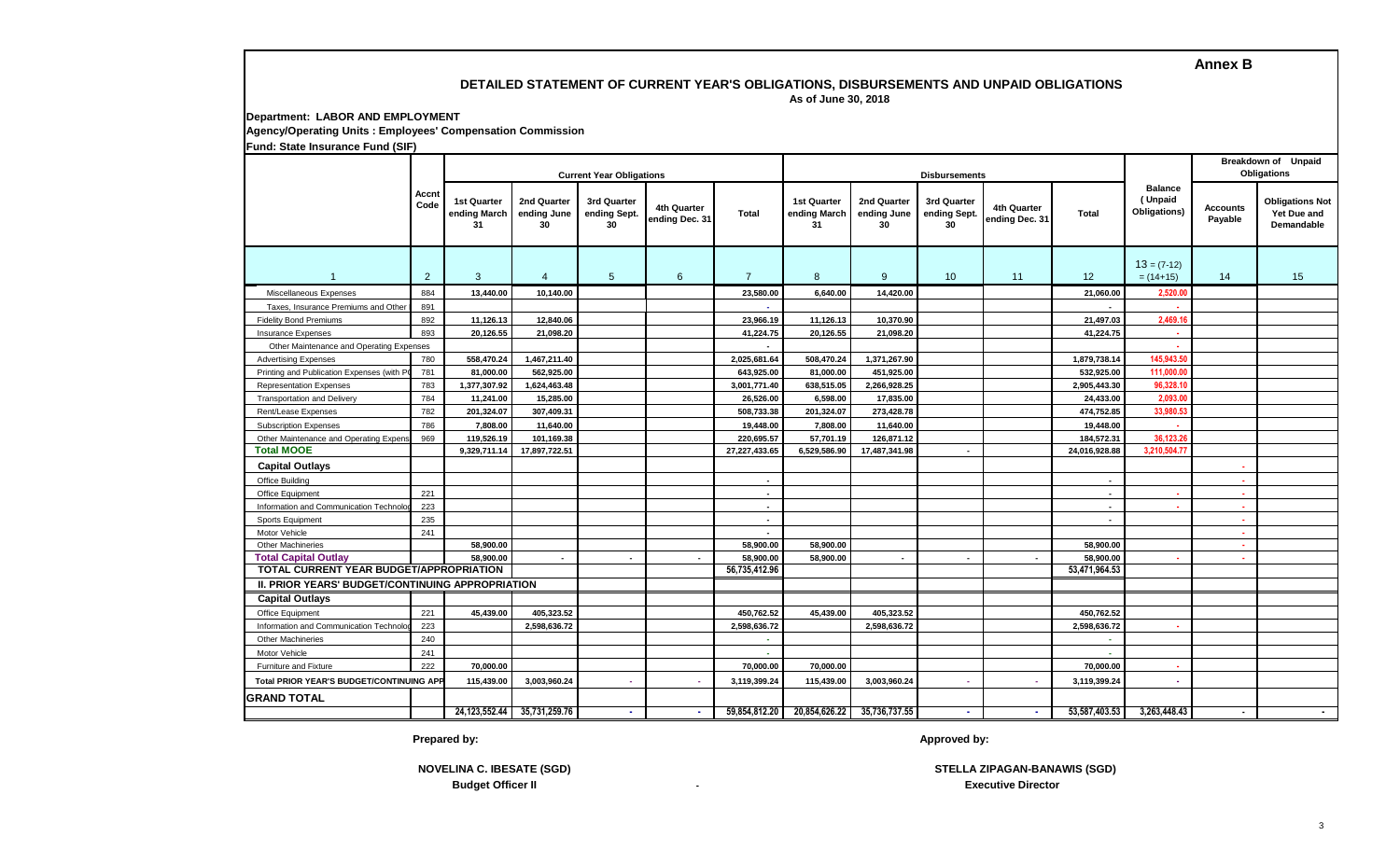**Annex B**

## DETAILED STATEMENT OF CURRENT YEAR'S OBLIGATIONS, DISBURSEMENTS AND UNPAID OBLIGATIONS

**As of June 30, 2018**

**Department: LABOR AND EMPLOYMENT**

**Agency/Operating Units : Employees' Compensation Commission**

**Fund: State Insurance Fund (SIF)**

| | Accnt Code | Current Year Obligations | | | | | Disbursements | | | | | Balance (Unpaid Obligations) | Breakdown of Unpaid Obligations | |
|---|---|---|---|---|---|---|---|---|---|---|---|---|---|---|
| | | 1st Quarter ending March 31 | 2nd Quarter ending June 30 | 3rd Quarter ending Sept. 30 | 4th Quarter ending Dec. 31 | Total | 1st Quarter ending March 31 | 2nd Quarter ending June 30 | 3rd Quarter ending Sept. 30 | 4th Quarter ending Dec. 31 | Total | | Accounts Payable | Obligations Not Yet Due and Demandable |
| 1 | 2 | 3 | 4 | 5 | 6 | 7 | 8 | 9 | 10 | 11 | 12 | 13 = (7-12) = (14+15) | 14 | 15 |
| Miscellaneous Expenses | 884 | 13,440.00 | 10,140.00 | | | 23,580.00 | 6,640.00 | 14,420.00 | | | 21,060.00 | 2,520.00 | | |
| Taxes, Insurance Premiums and Other | 891 | | | | | - | | | | | - | - | | |
| Fidelity Bond Premiums | 892 | 11,126.13 | 12,840.06 | | | 23,966.19 | 11,126.13 | 10,370.90 | | | 21,497.03 | 2,469.16 | | |
| Insurance Expenses | 893 | 20,126.55 | 21,098.20 | | | 41,224.75 | 20,126.55 | 21,098.20 | | | 41,224.75 | - | | |
| Other Maintenance and Operating Expenses | | | | | | - | | | | | | - | | |
| Advertising Expenses | 780 | 558,470.24 | 1,467,211.40 | | | 2,025,681.64 | 508,470.24 | 1,371,267.90 | | | 1,879,738.14 | 145,943.50 | | |
| Printing and Publication Expenses (with P | 781 | 81,000.00 | 562,925.00 | | | 643,925.00 | 81,000.00 | 451,925.00 | | | 532,925.00 | 111,000.00 | | |
| Representation Expenses | 783 | 1,377,307.92 | 1,624,463.48 | | | 3,001,771.40 | 638,515.05 | 2,266,928.25 | | | 2,905,443.30 | 96,328.10 | | |
| Transportation and Delivery | 784 | 11,241.00 | 15,285.00 | | | 26,526.00 | 6,598.00 | 17,835.00 | | | 24,433.00 | 2,093.00 | | |
| Rent/Lease Expenses | 782 | 201,324.07 | 307,409.31 | | | 508,733.38 | 201,324.07 | 273,428.78 | | | 474,752.85 | 33,980.53 | | |
| Subscription Expenses | 786 | 7,808.00 | 11,640.00 | | | 19,448.00 | 7,808.00 | 11,640.00 | | | 19,448.00 | - | | |
| Other Maintenance and Operating Expens | 969 | 119,526.19 | 101,169.38 | | | 220,695.57 | 57,701.19 | 126,871.12 | | | 184,572.31 | 36,123.26 | | |
| **Total MOOE** | | 9,329,711.14 | 17,897,722.51 | | | 27,227,433.65 | 6,529,586.90 | 17,487,341.98 | - | | 24,016,928.88 | 3,210,504.77 | | |
| **Capital Outlays** | | | | | | | | | | | | | - | |
| Office Building | | | | | | - | | | | | - | | - | |
| Office Equipment | 221 | | | | | - | | | | | - | - | - | |
| Information and Communication Technolog | 223 | | | | | - | | | | | - | - | - | |
| Sports Equipment | 235 | | | | | - | | | | | - | | - | |
| Motor Vehicle | 241 | | | | | - | | | | | | | - | |
| Other Machineries | | 58,900.00 | | | | 58,900.00 | 58,900.00 | | | | 58,900.00 | | - | |
| **Total Capital Outlay** | | 58,900.00 | - | - | - | 58,900.00 | 58,900.00 | - | - | - | 58,900.00 | - | - | |
| **TOTAL CURRENT YEAR BUDGET/APPROPRIATION** | | | | | | 56,735,412.96 | | | | | 53,471,964.53 | | | |
| **II. PRIOR YEARS' BUDGET/CONTINUING APPROPRIATION** | | | | | | | | | | | | | | |
| **Capital Outlays** | | | | | | | | | | | | | | |
| Office Equipment | 221 | 45,439.00 | 405,323.52 | | | 450,762.52 | 45,439.00 | 405,323.52 | | | 450,762.52 | | | |
| Information and Communication Technolog | 223 | | 2,598,636.72 | | | 2,598,636.72 | | 2,598,636.72 | | | 2,598,636.72 | - | | |
| Other Machineries | 240 | | | | | - | | | | | - | | | |
| Motor Vehicle | 241 | | | | | - | | | | | - | | | |
| Furniture and Fixture | 222 | 70,000.00 | | | | 70,000.00 | 70,000.00 | | | | 70,000.00 | - | | |
| **Total PRIOR YEAR'S BUDGET/CONTINUING APP** | | 115,439.00 | 3,003,960.24 | - | - | 3,119,399.24 | 115,439.00 | 3,003,960.24 | - | - | 3,119,399.24 | - | | |
| **GRAND TOTAL** | | | | | | | | | | | | | | |
| | | 24,123,552.44 | 35,731,259.76 | - | - | 59,854,812.20 | 20,854,626.22 | 35,736,737.55 | - | - | 53,587,403.53 | 3,263,448.43 | - | - |

Prepared by:

**NOVELINA C. IBESATE (SGD)**
**Budget Officer II**

Approved by:

**STELLA ZIPAGAN-BANAWIS (SGD)**
**Executive Director**